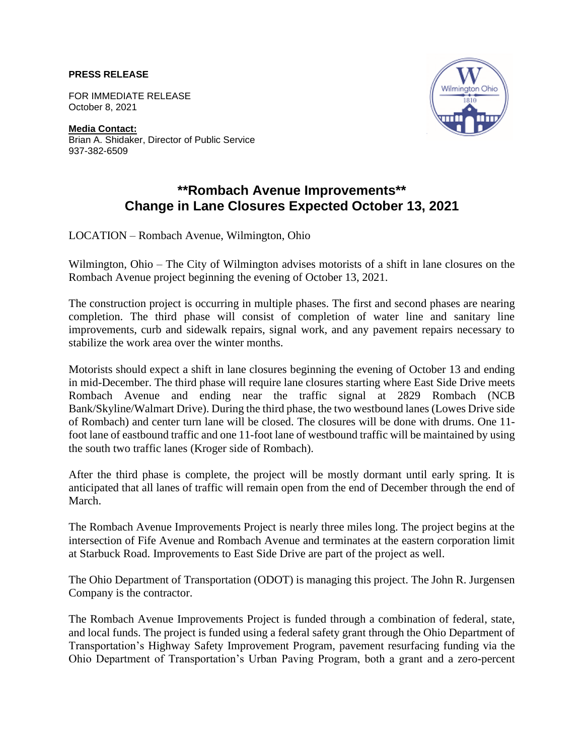**PRESS RELEASE**

FOR IMMEDIATE RELEASE
October 8, 2021

**Media Contact:**
Brian A. Shidaker, Director of Public Service
937-382-6509

# **Rombach Avenue Improvements**
# Change in Lane Closures Expected October 13, 2021

LOCATION – Rombach Avenue, Wilmington, Ohio

Wilmington, Ohio – The City of Wilmington advises motorists of a shift in lane closures on the Rombach Avenue project beginning the evening of October 13, 2021.

The construction project is occurring in multiple phases. The first and second phases are nearing completion. The third phase will consist of completion of water line and sanitary line improvements, curb and sidewalk repairs, signal work, and any pavement repairs necessary to stabilize the work area over the winter months.

Motorists should expect a shift in lane closures beginning the evening of October 13 and ending in mid-December. The third phase will require lane closures starting where East Side Drive meets Rombach Avenue and ending near the traffic signal at 2829 Rombach (NCB Bank/Skyline/Walmart Drive). During the third phase, the two westbound lanes (Lowes Drive side of Rombach) and center turn lane will be closed. The closures will be done with drums. One 11-foot lane of eastbound traffic and one 11-foot lane of westbound traffic will be maintained by using the south two traffic lanes (Kroger side of Rombach).

After the third phase is complete, the project will be mostly dormant until early spring. It is anticipated that all lanes of traffic will remain open from the end of December through the end of March.

The Rombach Avenue Improvements Project is nearly three miles long. The project begins at the intersection of Fife Avenue and Rombach Avenue and terminates at the eastern corporation limit at Starbuck Road. Improvements to East Side Drive are part of the project as well.

The Ohio Department of Transportation (ODOT) is managing this project. The John R. Jurgensen Company is the contractor.

The Rombach Avenue Improvements Project is funded through a combination of federal, state, and local funds. The project is funded using a federal safety grant through the Ohio Department of Transportation's Highway Safety Improvement Program, pavement resurfacing funding via the Ohio Department of Transportation's Urban Paving Program, both a grant and a zero-percent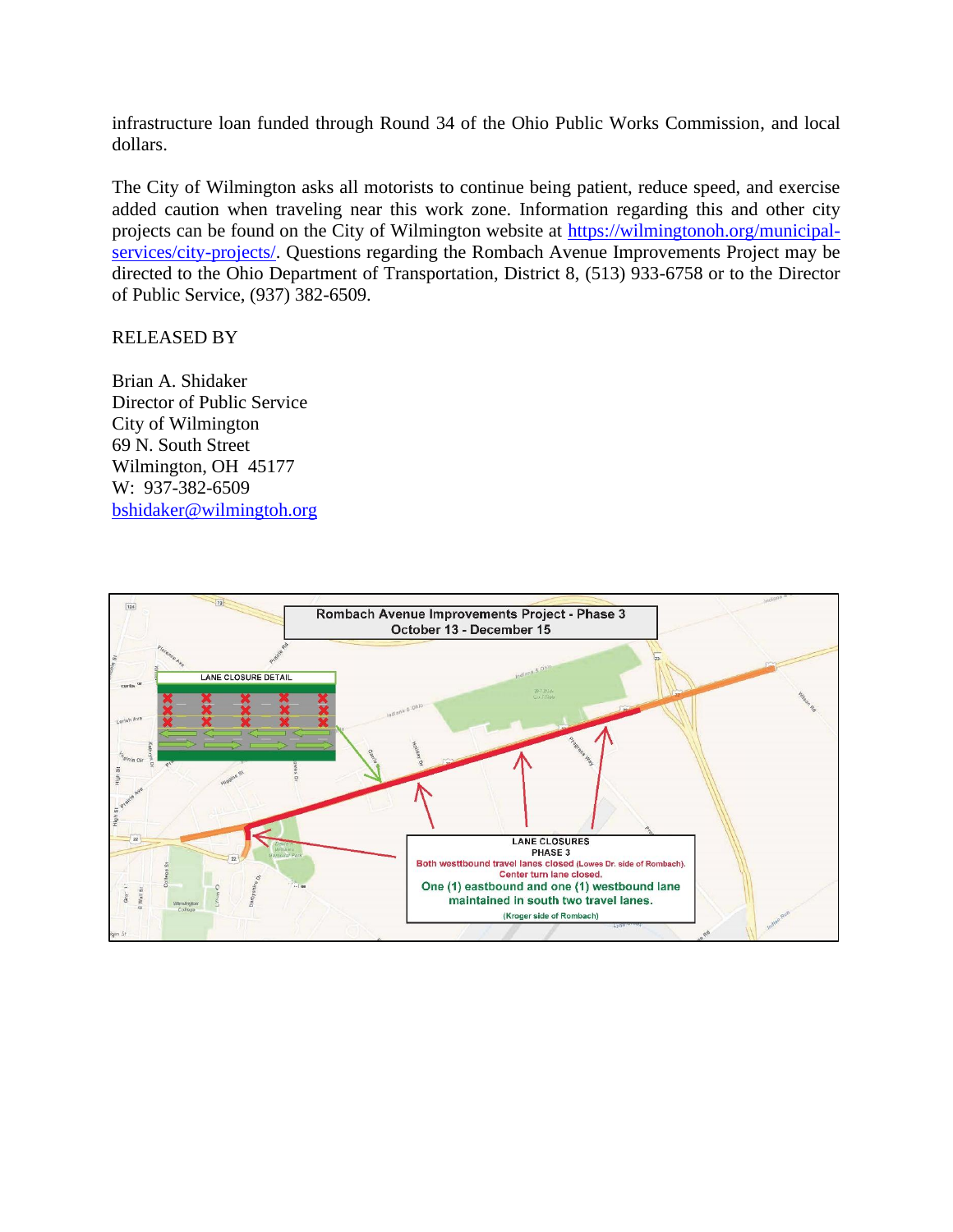infrastructure loan funded through Round 34 of the Ohio Public Works Commission, and local dollars.

The City of Wilmington asks all motorists to continue being patient, reduce speed, and exercise added caution when traveling near this work zone. Information regarding this and other city projects can be found on the City of Wilmington website at https://wilmingtonoh.org/municipal-services/city-projects/. Questions regarding the Rombach Avenue Improvements Project may be directed to the Ohio Department of Transportation, District 8, (513) 933-6758 or to the Director of Public Service, (937) 382-6509.

RELEASED BY

Brian A. Shidaker
Director of Public Service
City of Wilmington
69 N. South Street
Wilmington, OH 45177
W: 937-382-6509
bshidaker@wilmingtoh.org

Rombach Avenue Improvements Project - Phase 3
October 13 - December 15

LANE CLOSURE DETAIL

LANE CLOSURES
PHASE 3
Both westbound travel lanes closed (Lowes Dr. side of Rombach).
Center turn lane closed.
One (1) eastbound and one (1) westbound lane maintained in south two travel lanes.
(Kroger side of Rombach)